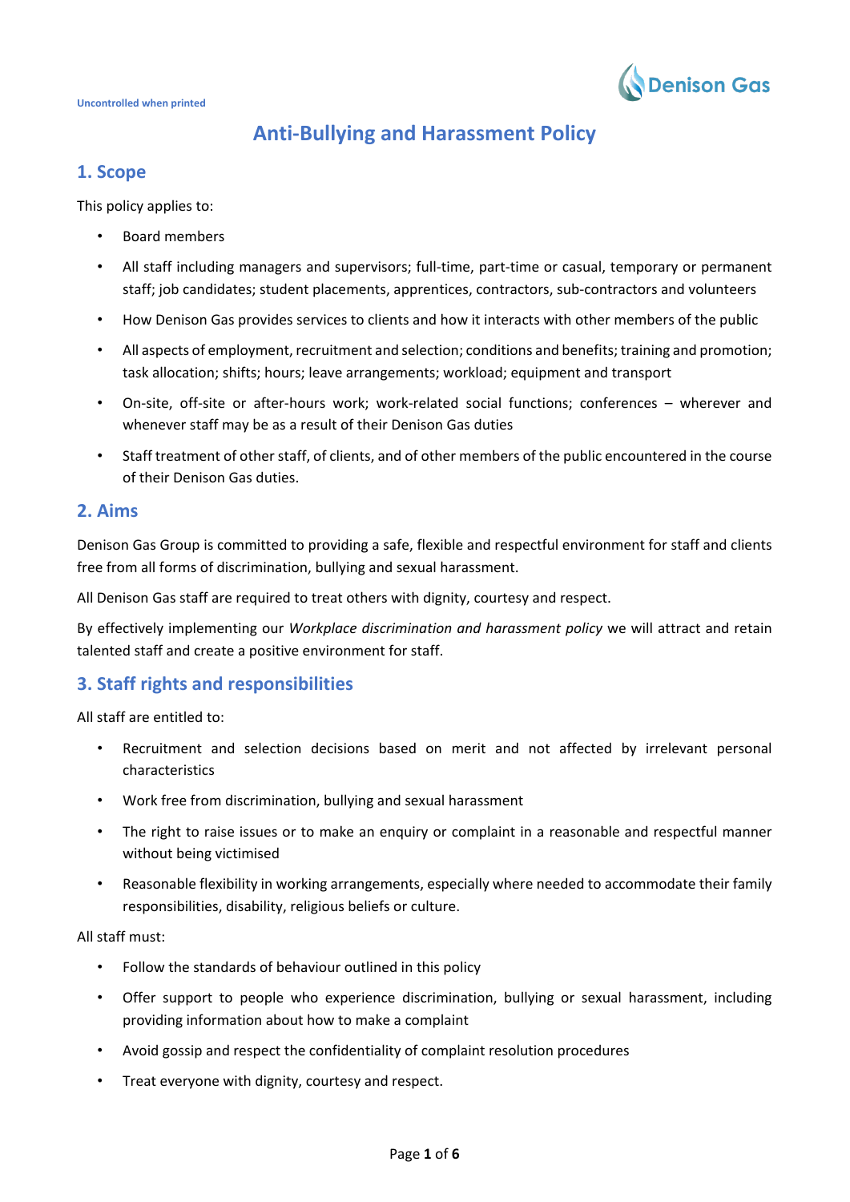Uncontrolled when printed

# Anti-Bullying and Harassment Policy

## 1. Scope

This policy applies to:

- Board members
- All staff including managers and supervisors; full-time, part-time or casual, temporary or permanent staff; job candidates; student placements, apprentices, contractors, sub-contractors and volunteers
- How Denison Gas provides services to clients and how it interacts with other members of the public
- All aspects of employment, recruitment and selection; conditions and benefits; training and promotion; task allocation; shifts; hours; leave arrangements; workload; equipment and transport
- On-site, off-site or after-hours work; work-related social functions; conferences – wherever and whenever staff may be as a result of their Denison Gas duties
- Staff treatment of other staff, of clients, and of other members of the public encountered in the course of their Denison Gas duties.

## 2. Aims

Denison Gas Group is committed to providing a safe, flexible and respectful environment for staff and clients free from all forms of discrimination, bullying and sexual harassment.

All Denison Gas staff are required to treat others with dignity, courtesy and respect.

By effectively implementing our *Workplace discrimination and harassment policy* we will attract and retain talented staff and create a positive environment for staff.

## 3. Staff rights and responsibilities

All staff are entitled to:

- Recruitment and selection decisions based on merit and not affected by irrelevant personal characteristics
- Work free from discrimination, bullying and sexual harassment
- The right to raise issues or to make an enquiry or complaint in a reasonable and respectful manner without being victimised
- Reasonable flexibility in working arrangements, especially where needed to accommodate their family responsibilities, disability, religious beliefs or culture.

All staff must:

- Follow the standards of behaviour outlined in this policy
- Offer support to people who experience discrimination, bullying or sexual harassment, including providing information about how to make a complaint
- Avoid gossip and respect the confidentiality of complaint resolution procedures
- Treat everyone with dignity, courtesy and respect.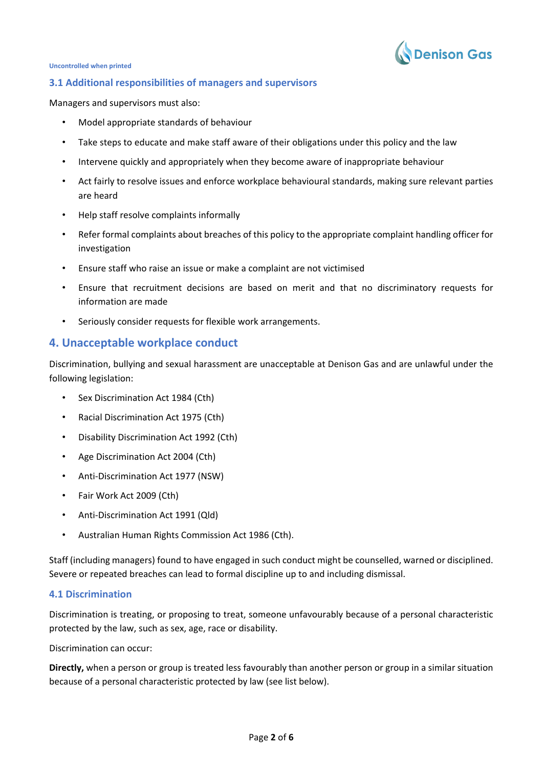### 3.1 Additional responsibilities of managers and supervisors

Managers and supervisors must also:

- Model appropriate standards of behaviour
- Take steps to educate and make staff aware of their obligations under this policy and the law
- Intervene quickly and appropriately when they become aware of inappropriate behaviour
- Act fairly to resolve issues and enforce workplace behavioural standards, making sure relevant parties are heard
- Help staff resolve complaints informally
- Refer formal complaints about breaches of this policy to the appropriate complaint handling officer for investigation
- Ensure staff who raise an issue or make a complaint are not victimised
- Ensure that recruitment decisions are based on merit and that no discriminatory requests for information are made
- Seriously consider requests for flexible work arrangements.

## 4. Unacceptable workplace conduct

Discrimination, bullying and sexual harassment are unacceptable at Denison Gas and are unlawful under the following legislation:

- Sex Discrimination Act 1984 (Cth)
- Racial Discrimination Act 1975 (Cth)
- Disability Discrimination Act 1992 (Cth)
- Age Discrimination Act 2004 (Cth)
- Anti-Discrimination Act 1977 (NSW)
- Fair Work Act 2009 (Cth)
- Anti-Discrimination Act 1991 (Qld)
- Australian Human Rights Commission Act 1986 (Cth).

Staff (including managers) found to have engaged in such conduct might be counselled, warned or disciplined. Severe or repeated breaches can lead to formal discipline up to and including dismissal.

### 4.1 Discrimination

Discrimination is treating, or proposing to treat, someone unfavourably because of a personal characteristic protected by the law, such as sex, age, race or disability.

Discrimination can occur:

**Directly,** when a person or group is treated less favourably than another person or group in a similar situation because of a personal characteristic protected by law (see list below).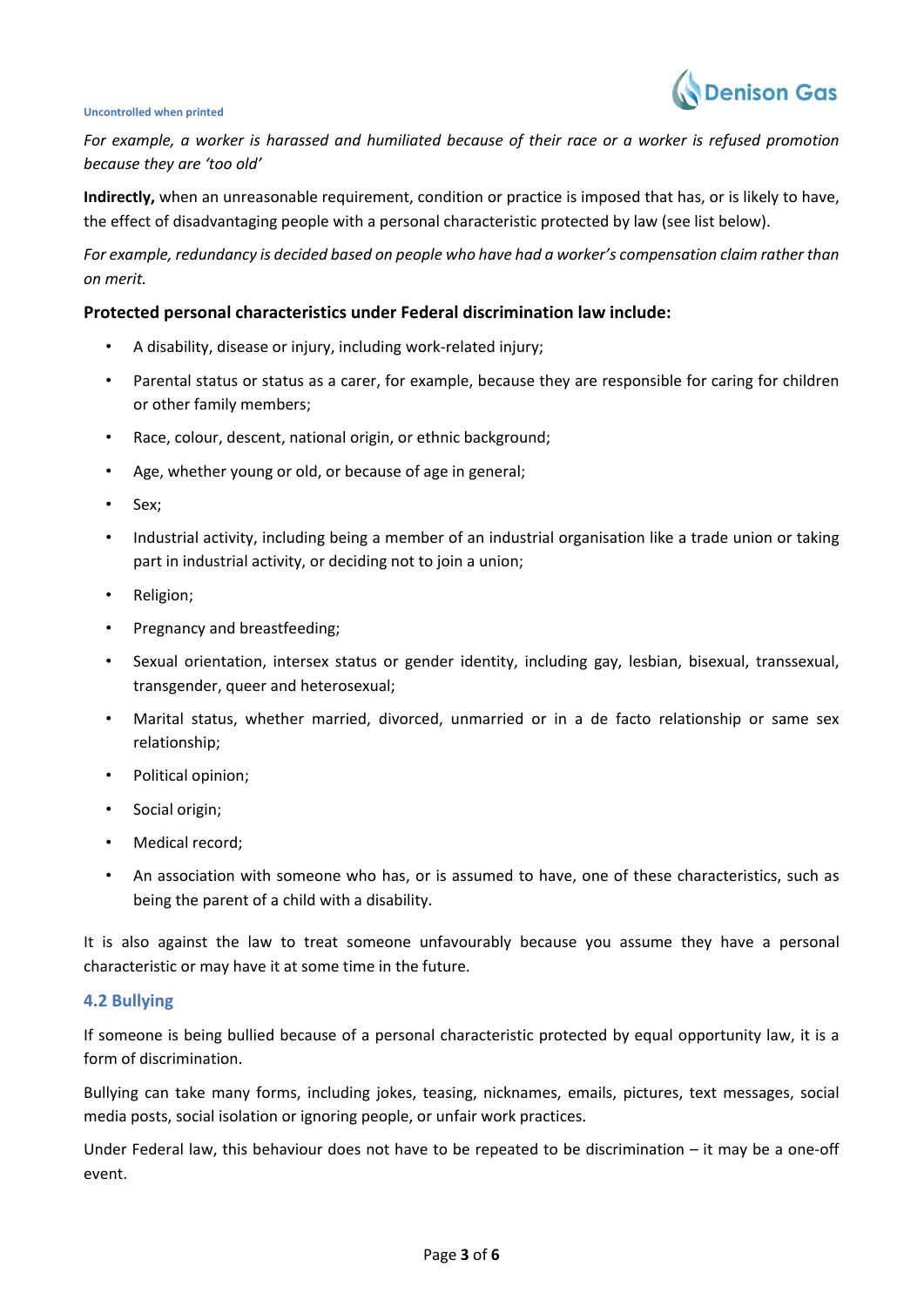*For example, a worker is harassed and humiliated because of their race or a worker is refused promotion because they are 'too old'*

**Indirectly,** when an unreasonable requirement, condition or practice is imposed that has, or is likely to have, the effect of disadvantaging people with a personal characteristic protected by law (see list below).

*For example, redundancy is decided based on people who have had a worker's compensation claim rather than on merit.*

**Protected personal characteristics under Federal discrimination law include:**

- A disability, disease or injury, including work-related injury;
- Parental status or status as a carer, for example, because they are responsible for caring for children or other family members;
- Race, colour, descent, national origin, or ethnic background;
- Age, whether young or old, or because of age in general;
- Sex;
- Industrial activity, including being a member of an industrial organisation like a trade union or taking part in industrial activity, or deciding not to join a union;
- Religion;
- Pregnancy and breastfeeding;
- Sexual orientation, intersex status or gender identity, including gay, lesbian, bisexual, transsexual, transgender, queer and heterosexual;
- Marital status, whether married, divorced, unmarried or in a de facto relationship or same sex relationship;
- Political opinion;
- Social origin;
- Medical record;
- An association with someone who has, or is assumed to have, one of these characteristics, such as being the parent of a child with a disability.

It is also against the law to treat someone unfavourably because you assume they have a personal characteristic or may have it at some time in the future.

### 4.2 Bullying

If someone is being bullied because of a personal characteristic protected by equal opportunity law, it is a form of discrimination.

Bullying can take many forms, including jokes, teasing, nicknames, emails, pictures, text messages, social media posts, social isolation or ignoring people, or unfair work practices.

Under Federal law, this behaviour does not have to be repeated to be discrimination – it may be a one-off event.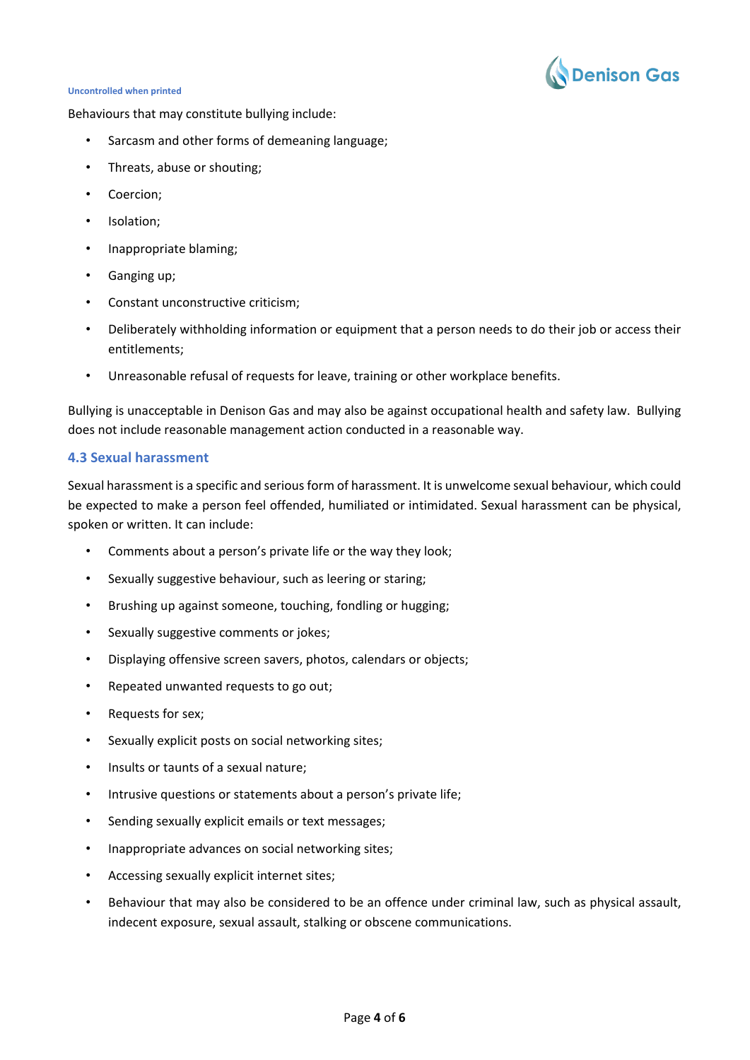Behaviours that may constitute bullying include:

- Sarcasm and other forms of demeaning language;
- Threats, abuse or shouting;
- Coercion;
- Isolation;
- Inappropriate blaming;
- Ganging up;
- Constant unconstructive criticism;
- Deliberately withholding information or equipment that a person needs to do their job or access their entitlements;
- Unreasonable refusal of requests for leave, training or other workplace benefits.

Bullying is unacceptable in Denison Gas and may also be against occupational health and safety law. Bullying does not include reasonable management action conducted in a reasonable way.

### 4.3 Sexual harassment

Sexual harassment is a specific and serious form of harassment. It is unwelcome sexual behaviour, which could be expected to make a person feel offended, humiliated or intimidated. Sexual harassment can be physical, spoken or written. It can include:

- Comments about a person's private life or the way they look;
- Sexually suggestive behaviour, such as leering or staring;
- Brushing up against someone, touching, fondling or hugging;
- Sexually suggestive comments or jokes;
- Displaying offensive screen savers, photos, calendars or objects;
- Repeated unwanted requests to go out;
- Requests for sex;
- Sexually explicit posts on social networking sites;
- Insults or taunts of a sexual nature;
- Intrusive questions or statements about a person's private life;
- Sending sexually explicit emails or text messages;
- Inappropriate advances on social networking sites;
- Accessing sexually explicit internet sites;
- Behaviour that may also be considered to be an offence under criminal law, such as physical assault, indecent exposure, sexual assault, stalking or obscene communications.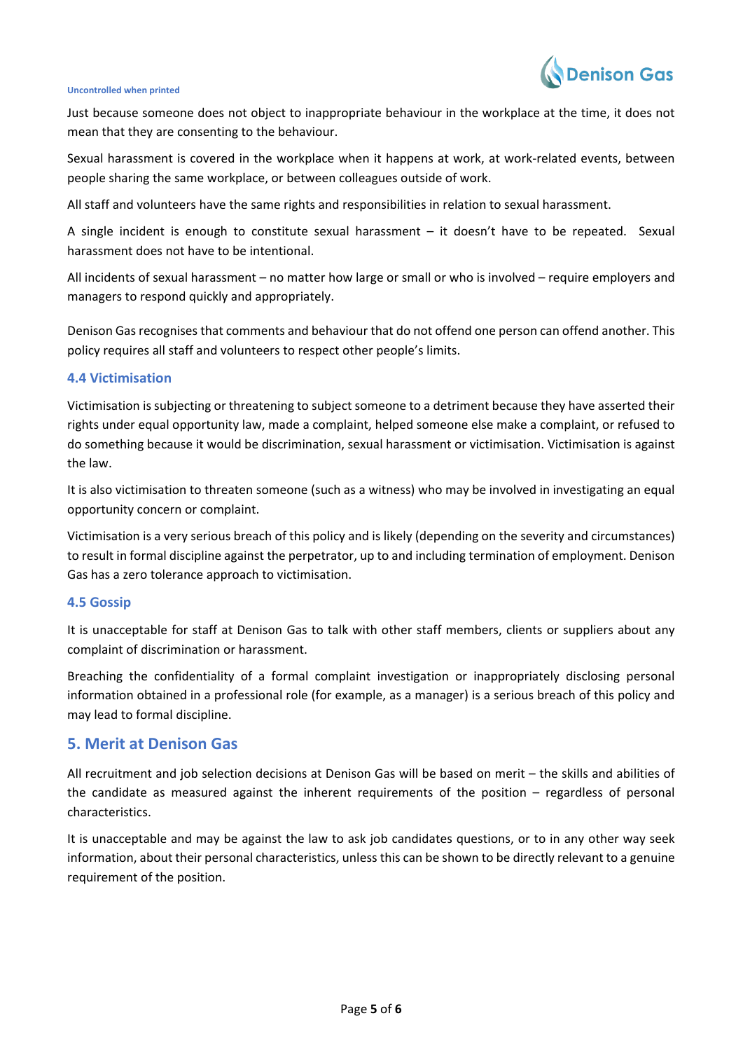Just because someone does not object to inappropriate behaviour in the workplace at the time, it does not mean that they are consenting to the behaviour.

Sexual harassment is covered in the workplace when it happens at work, at work-related events, between people sharing the same workplace, or between colleagues outside of work.

All staff and volunteers have the same rights and responsibilities in relation to sexual harassment.

A single incident is enough to constitute sexual harassment – it doesn't have to be repeated. Sexual harassment does not have to be intentional.

All incidents of sexual harassment – no matter how large or small or who is involved – require employers and managers to respond quickly and appropriately.

Denison Gas recognises that comments and behaviour that do not offend one person can offend another. This policy requires all staff and volunteers to respect other people's limits.

### 4.4 Victimisation

Victimisation is subjecting or threatening to subject someone to a detriment because they have asserted their rights under equal opportunity law, made a complaint, helped someone else make a complaint, or refused to do something because it would be discrimination, sexual harassment or victimisation. Victimisation is against the law.

It is also victimisation to threaten someone (such as a witness) who may be involved in investigating an equal opportunity concern or complaint.

Victimisation is a very serious breach of this policy and is likely (depending on the severity and circumstances) to result in formal discipline against the perpetrator, up to and including termination of employment. Denison Gas has a zero tolerance approach to victimisation.

### 4.5 Gossip

It is unacceptable for staff at Denison Gas to talk with other staff members, clients or suppliers about any complaint of discrimination or harassment.

Breaching the confidentiality of a formal complaint investigation or inappropriately disclosing personal information obtained in a professional role (for example, as a manager) is a serious breach of this policy and may lead to formal discipline.

## 5. Merit at Denison Gas

All recruitment and job selection decisions at Denison Gas will be based on merit – the skills and abilities of the candidate as measured against the inherent requirements of the position – regardless of personal characteristics.

It is unacceptable and may be against the law to ask job candidates questions, or to in any other way seek information, about their personal characteristics, unless this can be shown to be directly relevant to a genuine requirement of the position.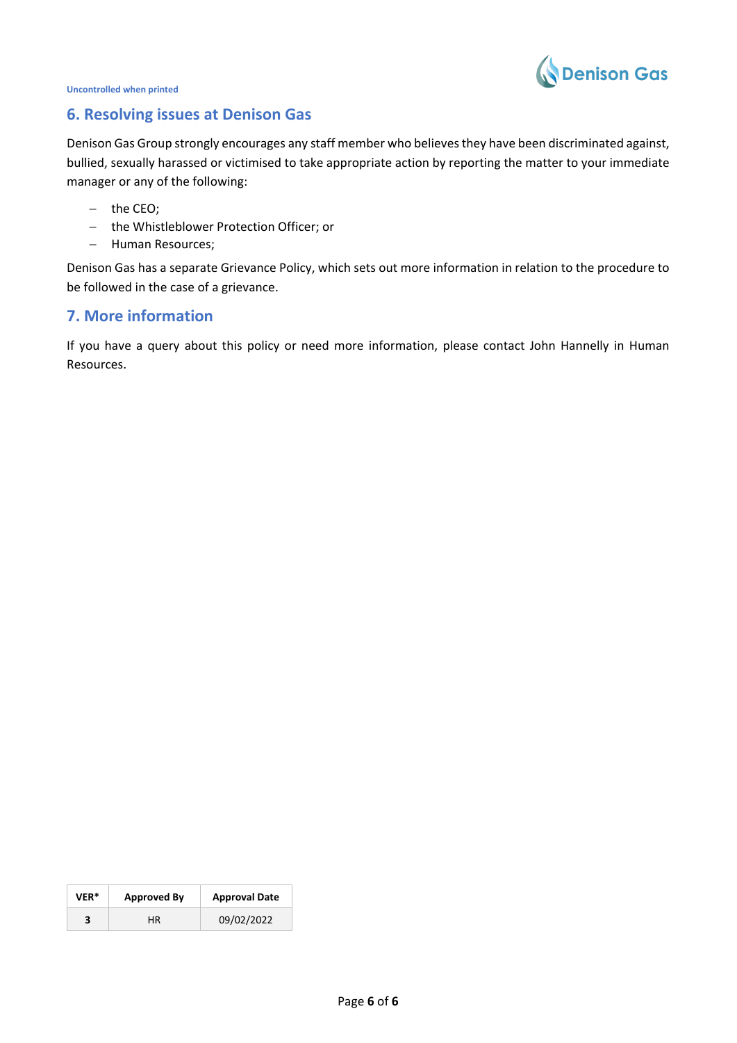Uncontrolled when printed

## 6. Resolving issues at Denison Gas

Denison Gas Group strongly encourages any staff member who believes they have been discriminated against, bullied, sexually harassed or victimised to take appropriate action by reporting the matter to your immediate manager or any of the following:

- the CEO;
- the Whistleblower Protection Officer; or
- Human Resources;

Denison Gas has a separate Grievance Policy, which sets out more information in relation to the procedure to be followed in the case of a grievance.

## 7. More information

If you have a query about this policy or need more information, please contact John Hannelly in Human Resources.

| VER* | Approved By | Approval Date |
|---|---|---|
| **3** | HR | 09/02/2022 |